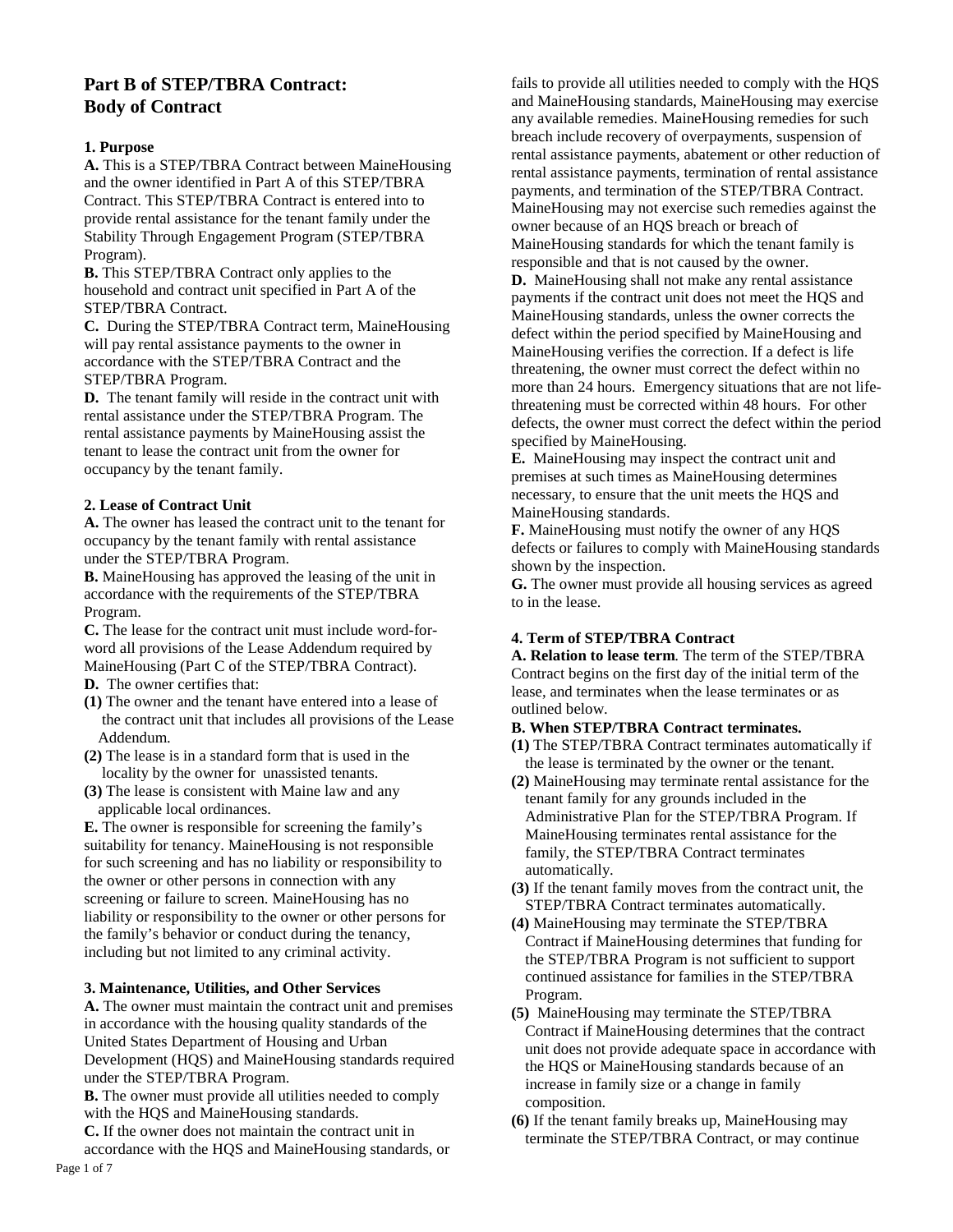# Part B of STEP/TBRA Contract: Body of Contract

### 1. Purpose

**A.** This is a STEP/TBRA Contract between MaineHousing and the owner identified in Part A of this STEP/TBRA Contract. This STEP/TBRA Contract is entered into to provide rental assistance for the tenant family under the Stability Through Engagement Program (STEP/TBRA Program).

**B.** This STEP/TBRA Contract only applies to the household and contract unit specified in Part A of the STEP/TBRA Contract.

**C.** During the STEP/TBRA Contract term, MaineHousing will pay rental assistance payments to the owner in accordance with the STEP/TBRA Contract and the STEP/TBRA Program.

**D.** The tenant family will reside in the contract unit with rental assistance under the STEP/TBRA Program. The rental assistance payments by MaineHousing assist the tenant to lease the contract unit from the owner for occupancy by the tenant family.

### 2. Lease of Contract Unit

**A.** The owner has leased the contract unit to the tenant for occupancy by the tenant family with rental assistance under the STEP/TBRA Program.

**B.** MaineHousing has approved the leasing of the unit in accordance with the requirements of the STEP/TBRA Program.

**C.** The lease for the contract unit must include word-for-word all provisions of the Lease Addendum required by MaineHousing (Part C of the STEP/TBRA Contract).

**D.** The owner certifies that:

**(1)** The owner and the tenant have entered into a lease of the contract unit that includes all provisions of the Lease Addendum.

**(2)** The lease is in a standard form that is used in the locality by the owner for unassisted tenants.

**(3)** The lease is consistent with Maine law and any applicable local ordinances.

**E.** The owner is responsible for screening the family's suitability for tenancy. MaineHousing is not responsible for such screening and has no liability or responsibility to the owner or other persons in connection with any screening or failure to screen. MaineHousing has no liability or responsibility to the owner or other persons for the family's behavior or conduct during the tenancy, including but not limited to any criminal activity.

### 3. Maintenance, Utilities, and Other Services

**A.** The owner must maintain the contract unit and premises in accordance with the housing quality standards of the United States Department of Housing and Urban Development (HQS) and MaineHousing standards required under the STEP/TBRA Program.

**B.** The owner must provide all utilities needed to comply with the HQS and MaineHousing standards.

**C.** If the owner does not maintain the contract unit in accordance with the HQS and MaineHousing standards, or fails to provide all utilities needed to comply with the HQS and MaineHousing standards, MaineHousing may exercise any available remedies. MaineHousing remedies for such breach include recovery of overpayments, suspension of rental assistance payments, abatement or other reduction of rental assistance payments, termination of rental assistance payments, and termination of the STEP/TBRA Contract. MaineHousing may not exercise such remedies against the owner because of an HQS breach or breach of MaineHousing standards for which the tenant family is responsible and that is not caused by the owner.

**D.** MaineHousing shall not make any rental assistance payments if the contract unit does not meet the HQS and MaineHousing standards, unless the owner corrects the defect within the period specified by MaineHousing and MaineHousing verifies the correction. If a defect is life threatening, the owner must correct the defect within no more than 24 hours. Emergency situations that are not life-threatening must be corrected within 48 hours. For other defects, the owner must correct the defect within the period specified by MaineHousing.

**E.** MaineHousing may inspect the contract unit and premises at such times as MaineHousing determines necessary, to ensure that the unit meets the HQS and MaineHousing standards.

**F.** MaineHousing must notify the owner of any HQS defects or failures to comply with MaineHousing standards shown by the inspection.

**G.** The owner must provide all housing services as agreed to in the lease.

### 4. Term of STEP/TBRA Contract

**A. Relation to lease term***.* The term of the STEP/TBRA Contract begins on the first day of the initial term of the lease, and terminates when the lease terminates or as outlined below.

**B. When STEP/TBRA Contract terminates.**

**(1)** The STEP/TBRA Contract terminates automatically if the lease is terminated by the owner or the tenant.

**(2)** MaineHousing may terminate rental assistance for the tenant family for any grounds included in the Administrative Plan for the STEP/TBRA Program. If MaineHousing terminates rental assistance for the family, the STEP/TBRA Contract terminates automatically.

**(3)** If the tenant family moves from the contract unit, the STEP/TBRA Contract terminates automatically.

**(4)** MaineHousing may terminate the STEP/TBRA Contract if MaineHousing determines that funding for the STEP/TBRA Program is not sufficient to support continued assistance for families in the STEP/TBRA Program.

**(5)** MaineHousing may terminate the STEP/TBRA Contract if MaineHousing determines that the contract unit does not provide adequate space in accordance with the HQS or MaineHousing standards because of an increase in family size or a change in family composition.

**(6)** If the tenant family breaks up, MaineHousing may terminate the STEP/TBRA Contract, or may continue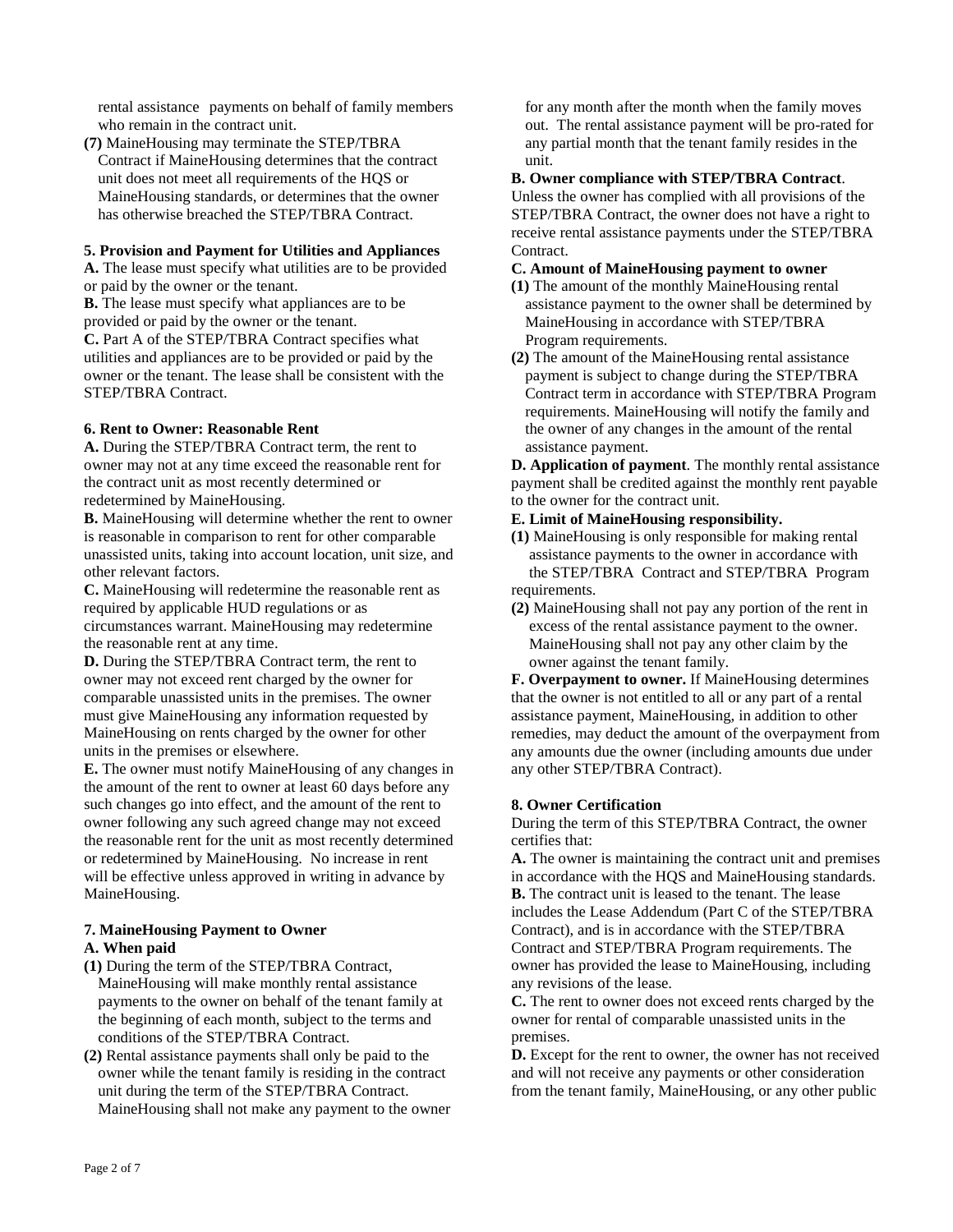rental assistance payments on behalf of family members who remain in the contract unit.

**(7)** MaineHousing may terminate the STEP/TBRA Contract if MaineHousing determines that the contract unit does not meet all requirements of the HQS or MaineHousing standards, or determines that the owner has otherwise breached the STEP/TBRA Contract.

**5. Provision and Payment for Utilities and Appliances**

**A.** The lease must specify what utilities are to be provided or paid by the owner or the tenant.

**B.** The lease must specify what appliances are to be provided or paid by the owner or the tenant.

**C.** Part A of the STEP/TBRA Contract specifies what utilities and appliances are to be provided or paid by the owner or the tenant. The lease shall be consistent with the STEP/TBRA Contract.

**6. Rent to Owner: Reasonable Rent**

**A.** During the STEP/TBRA Contract term, the rent to owner may not at any time exceed the reasonable rent for the contract unit as most recently determined or redetermined by MaineHousing.

**B.** MaineHousing will determine whether the rent to owner is reasonable in comparison to rent for other comparable unassisted units, taking into account location, unit size, and other relevant factors.

**C.** MaineHousing will redetermine the reasonable rent as required by applicable HUD regulations or as circumstances warrant. MaineHousing may redetermine the reasonable rent at any time.

**D.** During the STEP/TBRA Contract term, the rent to owner may not exceed rent charged by the owner for comparable unassisted units in the premises. The owner must give MaineHousing any information requested by MaineHousing on rents charged by the owner for other units in the premises or elsewhere.

**E.** The owner must notify MaineHousing of any changes in the amount of the rent to owner at least 60 days before any such changes go into effect, and the amount of the rent to owner following any such agreed change may not exceed the reasonable rent for the unit as most recently determined or redetermined by MaineHousing. No increase in rent will be effective unless approved in writing in advance by MaineHousing.

**7. MaineHousing Payment to Owner**

**A. When paid**

**(1)** During the term of the STEP/TBRA Contract, MaineHousing will make monthly rental assistance payments to the owner on behalf of the tenant family at the beginning of each month, subject to the terms and conditions of the STEP/TBRA Contract.

**(2)** Rental assistance payments shall only be paid to the owner while the tenant family is residing in the contract unit during the term of the STEP/TBRA Contract. MaineHousing shall not make any payment to the owner for any month after the month when the family moves out. The rental assistance payment will be pro-rated for any partial month that the tenant family resides in the unit.

**B. Owner compliance with STEP/TBRA Contract**. Unless the owner has complied with all provisions of the STEP/TBRA Contract, the owner does not have a right to receive rental assistance payments under the STEP/TBRA Contract.

**C. Amount of MaineHousing payment to owner**

**(1)** The amount of the monthly MaineHousing rental assistance payment to the owner shall be determined by MaineHousing in accordance with STEP/TBRA Program requirements.

**(2)** The amount of the MaineHousing rental assistance payment is subject to change during the STEP/TBRA Contract term in accordance with STEP/TBRA Program requirements. MaineHousing will notify the family and the owner of any changes in the amount of the rental assistance payment.

**D. Application of payment**. The monthly rental assistance payment shall be credited against the monthly rent payable to the owner for the contract unit.

**E. Limit of MaineHousing responsibility.**

**(1)** MaineHousing is only responsible for making rental assistance payments to the owner in accordance with the STEP/TBRA Contract and STEP/TBRA Program requirements.

**(2)** MaineHousing shall not pay any portion of the rent in excess of the rental assistance payment to the owner. MaineHousing shall not pay any other claim by the owner against the tenant family.

**F. Overpayment to owner.** If MaineHousing determines that the owner is not entitled to all or any part of a rental assistance payment, MaineHousing, in addition to other remedies, may deduct the amount of the overpayment from any amounts due the owner (including amounts due under any other STEP/TBRA Contract).

**8. Owner Certification**

During the term of this STEP/TBRA Contract, the owner certifies that:

**A.** The owner is maintaining the contract unit and premises in accordance with the HQS and MaineHousing standards.

**B.** The contract unit is leased to the tenant. The lease includes the Lease Addendum (Part C of the STEP/TBRA Contract), and is in accordance with the STEP/TBRA Contract and STEP/TBRA Program requirements. The owner has provided the lease to MaineHousing, including any revisions of the lease.

**C.** The rent to owner does not exceed rents charged by the owner for rental of comparable unassisted units in the premises.

**D.** Except for the rent to owner, the owner has not received and will not receive any payments or other consideration from the tenant family, MaineHousing, or any other public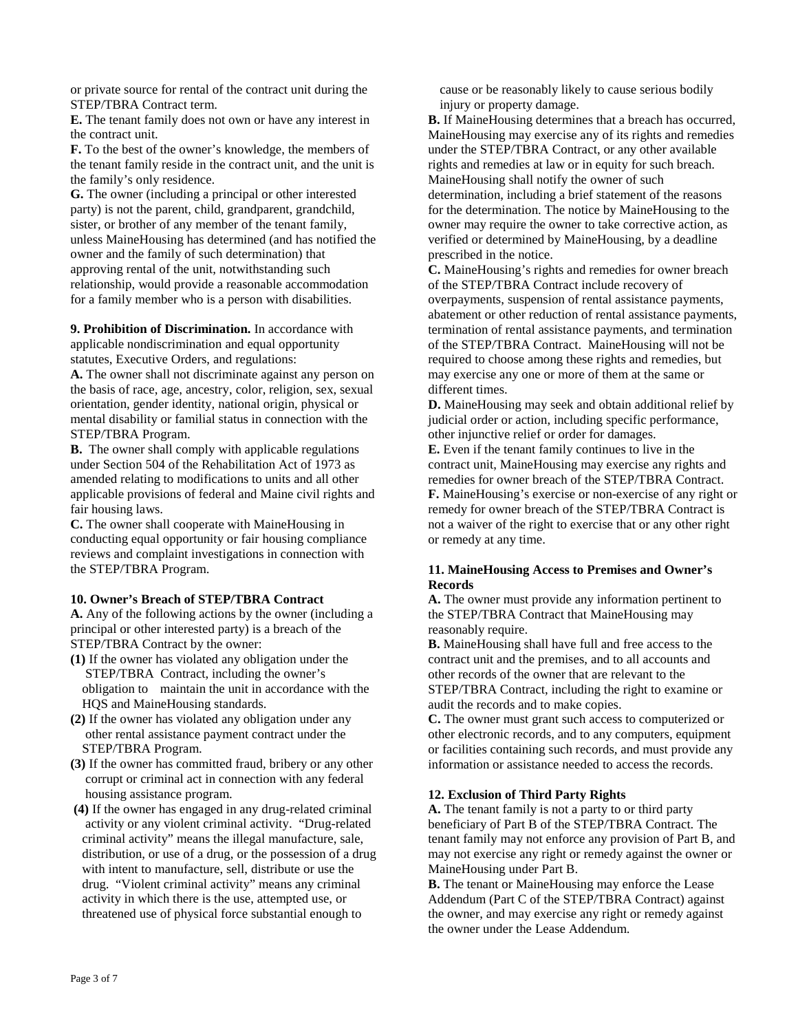or private source for rental of the contract unit during the STEP/TBRA Contract term.

**E.** The tenant family does not own or have any interest in the contract unit.

**F.** To the best of the owner's knowledge, the members of the tenant family reside in the contract unit, and the unit is the family's only residence.

**G.** The owner (including a principal or other interested party) is not the parent, child, grandparent, grandchild, sister, or brother of any member of the tenant family, unless MaineHousing has determined (and has notified the owner and the family of such determination) that approving rental of the unit, notwithstanding such relationship, would provide a reasonable accommodation for a family member who is a person with disabilities.

**9. Prohibition of Discrimination.** In accordance with applicable nondiscrimination and equal opportunity statutes, Executive Orders, and regulations:

**A.** The owner shall not discriminate against any person on the basis of race, age, ancestry, color, religion, sex, sexual orientation, gender identity, national origin, physical or mental disability or familial status in connection with the STEP/TBRA Program.

**B.** The owner shall comply with applicable regulations under Section 504 of the Rehabilitation Act of 1973 as amended relating to modifications to units and all other applicable provisions of federal and Maine civil rights and fair housing laws.

**C.** The owner shall cooperate with MaineHousing in conducting equal opportunity or fair housing compliance reviews and complaint investigations in connection with the STEP/TBRA Program.

**10. Owner's Breach of STEP/TBRA Contract**

**A.** Any of the following actions by the owner (including a principal or other interested party) is a breach of the STEP/TBRA Contract by the owner:

**(1)** If the owner has violated any obligation under the STEP/TBRA Contract, including the owner's obligation to maintain the unit in accordance with the HQS and MaineHousing standards.

**(2)** If the owner has violated any obligation under any other rental assistance payment contract under the STEP/TBRA Program.

**(3)** If the owner has committed fraud, bribery or any other corrupt or criminal act in connection with any federal housing assistance program.

**(4)** If the owner has engaged in any drug-related criminal activity or any violent criminal activity. "Drug-related criminal activity" means the illegal manufacture, sale, distribution, or use of a drug, or the possession of a drug with intent to manufacture, sell, distribute or use the drug. "Violent criminal activity" means any criminal activity in which there is the use, attempted use, or threatened use of physical force substantial enough to cause or be reasonably likely to cause serious bodily injury or property damage.

**B.** If MaineHousing determines that a breach has occurred, MaineHousing may exercise any of its rights and remedies under the STEP/TBRA Contract, or any other available rights and remedies at law or in equity for such breach. MaineHousing shall notify the owner of such determination, including a brief statement of the reasons for the determination. The notice by MaineHousing to the owner may require the owner to take corrective action, as verified or determined by MaineHousing, by a deadline prescribed in the notice.

**C.** MaineHousing's rights and remedies for owner breach of the STEP/TBRA Contract include recovery of overpayments, suspension of rental assistance payments, abatement or other reduction of rental assistance payments, termination of rental assistance payments, and termination of the STEP/TBRA Contract. MaineHousing will not be required to choose among these rights and remedies, but may exercise any one or more of them at the same or different times.

**D.** MaineHousing may seek and obtain additional relief by judicial order or action, including specific performance, other injunctive relief or order for damages.

**E.** Even if the tenant family continues to live in the contract unit, MaineHousing may exercise any rights and remedies for owner breach of the STEP/TBRA Contract.

**F.** MaineHousing's exercise or non-exercise of any right or remedy for owner breach of the STEP/TBRA Contract is not a waiver of the right to exercise that or any other right or remedy at any time.

**11. MaineHousing Access to Premises and Owner's Records**

**A.** The owner must provide any information pertinent to the STEP/TBRA Contract that MaineHousing may reasonably require.

**B.** MaineHousing shall have full and free access to the contract unit and the premises, and to all accounts and other records of the owner that are relevant to the STEP/TBRA Contract, including the right to examine or audit the records and to make copies.

**C.** The owner must grant such access to computerized or other electronic records, and to any computers, equipment or facilities containing such records, and must provide any information or assistance needed to access the records.

**12. Exclusion of Third Party Rights**

**A.** The tenant family is not a party to or third party beneficiary of Part B of the STEP/TBRA Contract. The tenant family may not enforce any provision of Part B, and may not exercise any right or remedy against the owner or MaineHousing under Part B.

**B.** The tenant or MaineHousing may enforce the Lease Addendum (Part C of the STEP/TBRA Contract) against the owner, and may exercise any right or remedy against the owner under the Lease Addendum.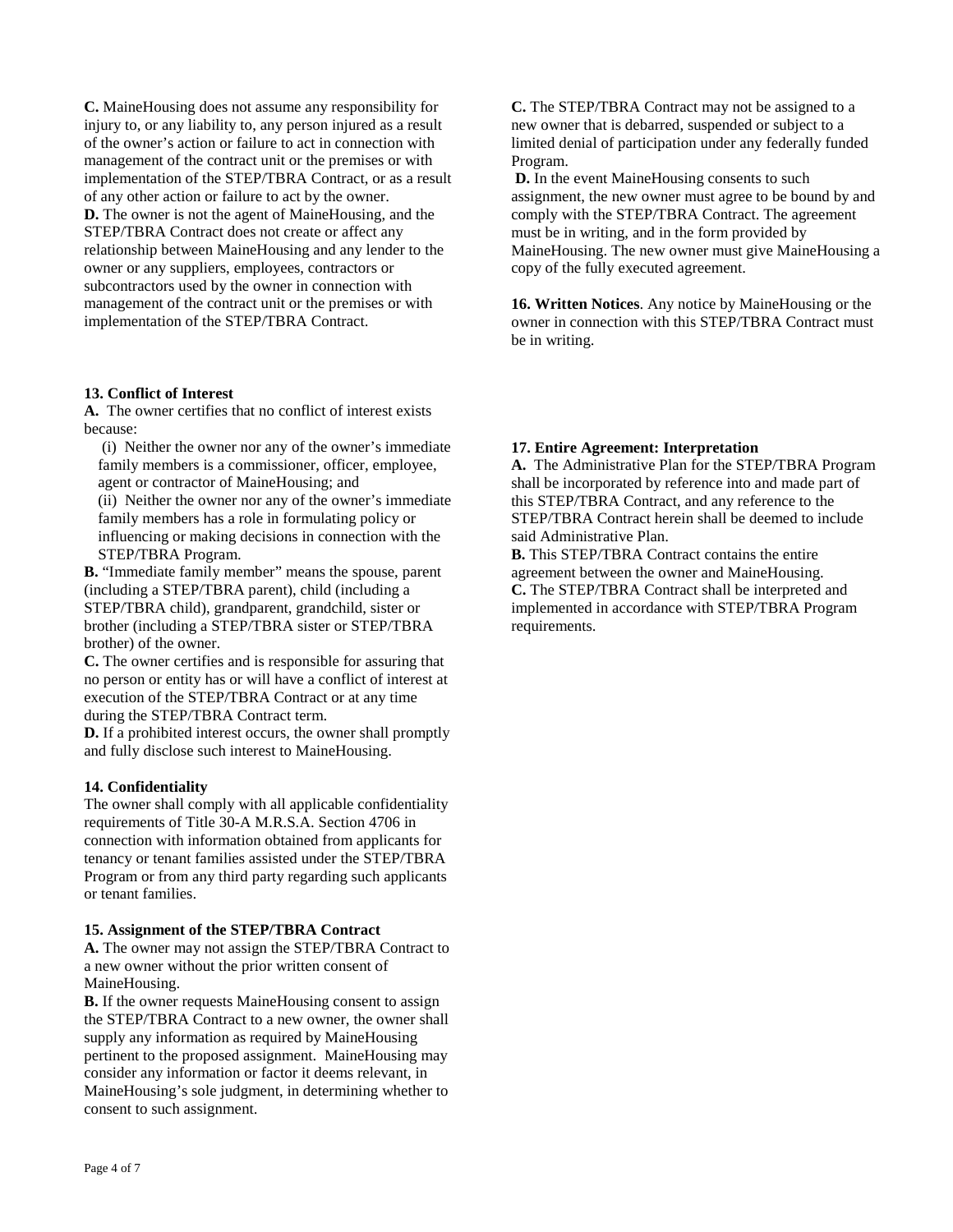**C.** MaineHousing does not assume any responsibility for injury to, or any liability to, any person injured as a result of the owner's action or failure to act in connection with management of the contract unit or the premises or with implementation of the STEP/TBRA Contract, or as a result of any other action or failure to act by the owner.

**D.** The owner is not the agent of MaineHousing, and the STEP/TBRA Contract does not create or affect any relationship between MaineHousing and any lender to the owner or any suppliers, employees, contractors or subcontractors used by the owner in connection with management of the contract unit or the premises or with implementation of the STEP/TBRA Contract.

**13. Conflict of Interest**

**A.** The owner certifies that no conflict of interest exists because:

(i) Neither the owner nor any of the owner's immediate family members is a commissioner, officer, employee, agent or contractor of MaineHousing; and

(ii) Neither the owner nor any of the owner's immediate family members has a role in formulating policy or influencing or making decisions in connection with the STEP/TBRA Program.

**B.** "Immediate family member" means the spouse, parent (including a STEP/TBRA parent), child (including a STEP/TBRA child), grandparent, grandchild, sister or brother (including a STEP/TBRA sister or STEP/TBRA brother) of the owner.

**C.** The owner certifies and is responsible for assuring that no person or entity has or will have a conflict of interest at execution of the STEP/TBRA Contract or at any time during the STEP/TBRA Contract term.

**D.** If a prohibited interest occurs, the owner shall promptly and fully disclose such interest to MaineHousing.

**14. Confidentiality**

The owner shall comply with all applicable confidentiality requirements of Title 30-A M.R.S.A. Section 4706 in connection with information obtained from applicants for tenancy or tenant families assisted under the STEP/TBRA Program or from any third party regarding such applicants or tenant families.

**15. Assignment of the STEP/TBRA Contract**

**A.** The owner may not assign the STEP/TBRA Contract to a new owner without the prior written consent of MaineHousing.

**B.** If the owner requests MaineHousing consent to assign the STEP/TBRA Contract to a new owner, the owner shall supply any information as required by MaineHousing pertinent to the proposed assignment. MaineHousing may consider any information or factor it deems relevant, in MaineHousing's sole judgment, in determining whether to consent to such assignment.

**C.** The STEP/TBRA Contract may not be assigned to a new owner that is debarred, suspended or subject to a limited denial of participation under any federally funded Program.

**D.** In the event MaineHousing consents to such assignment, the new owner must agree to be bound by and comply with the STEP/TBRA Contract. The agreement must be in writing, and in the form provided by MaineHousing. The new owner must give MaineHousing a copy of the fully executed agreement.

**16. Written Notices**. Any notice by MaineHousing or the owner in connection with this STEP/TBRA Contract must be in writing.

**17. Entire Agreement: Interpretation**

**A.** The Administrative Plan for the STEP/TBRA Program shall be incorporated by reference into and made part of this STEP/TBRA Contract, and any reference to the STEP/TBRA Contract herein shall be deemed to include said Administrative Plan.

**B.** This STEP/TBRA Contract contains the entire agreement between the owner and MaineHousing.

**C.** The STEP/TBRA Contract shall be interpreted and implemented in accordance with STEP/TBRA Program requirements.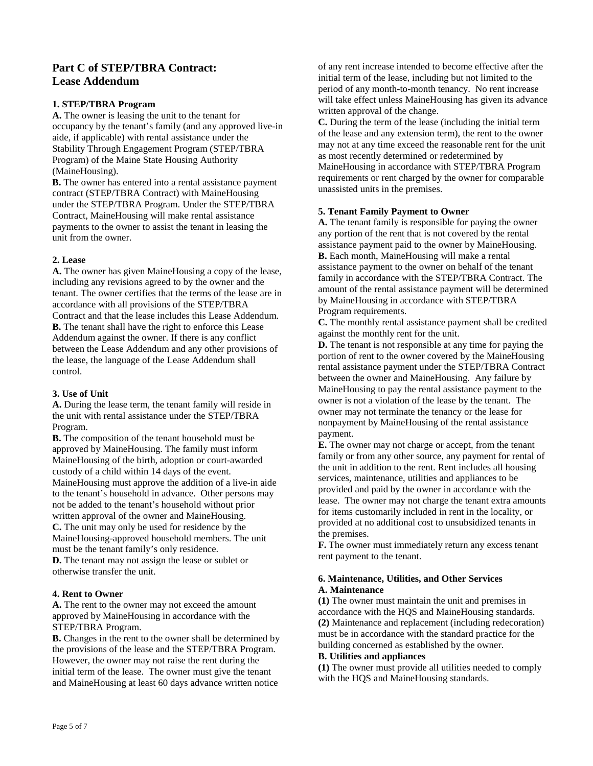## Part C of STEP/TBRA Contract: Lease Addendum

### 1. STEP/TBRA Program

**A.** The owner is leasing the unit to the tenant for occupancy by the tenant's family (and any approved live-in aide, if applicable) with rental assistance under the Stability Through Engagement Program (STEP/TBRA Program) of the Maine State Housing Authority (MaineHousing).

**B.** The owner has entered into a rental assistance payment contract (STEP/TBRA Contract) with MaineHousing under the STEP/TBRA Program. Under the STEP/TBRA Contract, MaineHousing will make rental assistance payments to the owner to assist the tenant in leasing the unit from the owner.

### 2. Lease

**A.** The owner has given MaineHousing a copy of the lease, including any revisions agreed to by the owner and the tenant. The owner certifies that the terms of the lease are in accordance with all provisions of the STEP/TBRA Contract and that the lease includes this Lease Addendum.

**B.** The tenant shall have the right to enforce this Lease Addendum against the owner. If there is any conflict between the Lease Addendum and any other provisions of the lease, the language of the Lease Addendum shall control.

### 3. Use of Unit

**A.** During the lease term, the tenant family will reside in the unit with rental assistance under the STEP/TBRA Program.

**B.** The composition of the tenant household must be approved by MaineHousing. The family must inform MaineHousing of the birth, adoption or court-awarded custody of a child within 14 days of the event. MaineHousing must approve the addition of a live-in aide to the tenant's household in advance. Other persons may not be added to the tenant's household without prior written approval of the owner and MaineHousing.

**C.** The unit may only be used for residence by the MaineHousing-approved household members. The unit must be the tenant family's only residence.

**D.** The tenant may not assign the lease or sublet or otherwise transfer the unit.

### 4. Rent to Owner

**A.** The rent to the owner may not exceed the amount approved by MaineHousing in accordance with the STEP/TBRA Program.

**B.** Changes in the rent to the owner shall be determined by the provisions of the lease and the STEP/TBRA Program. However, the owner may not raise the rent during the initial term of the lease. The owner must give the tenant and MaineHousing at least 60 days advance written notice of any rent increase intended to become effective after the initial term of the lease, including but not limited to the period of any month-to-month tenancy. No rent increase will take effect unless MaineHousing has given its advance written approval of the change.

**C.** During the term of the lease (including the initial term of the lease and any extension term), the rent to the owner may not at any time exceed the reasonable rent for the unit as most recently determined or redetermined by MaineHousing in accordance with STEP/TBRA Program requirements or rent charged by the owner for comparable unassisted units in the premises.

### 5. Tenant Family Payment to Owner

**A.** The tenant family is responsible for paying the owner any portion of the rent that is not covered by the rental assistance payment paid to the owner by MaineHousing.

**B.** Each month, MaineHousing will make a rental assistance payment to the owner on behalf of the tenant family in accordance with the STEP/TBRA Contract. The amount of the rental assistance payment will be determined by MaineHousing in accordance with STEP/TBRA Program requirements.

**C.** The monthly rental assistance payment shall be credited against the monthly rent for the unit.

**D.** The tenant is not responsible at any time for paying the portion of rent to the owner covered by the MaineHousing rental assistance payment under the STEP/TBRA Contract between the owner and MaineHousing. Any failure by MaineHousing to pay the rental assistance payment to the owner is not a violation of the lease by the tenant. The owner may not terminate the tenancy or the lease for nonpayment by MaineHousing of the rental assistance payment.

**E.** The owner may not charge or accept, from the tenant family or from any other source, any payment for rental of the unit in addition to the rent. Rent includes all housing services, maintenance, utilities and appliances to be provided and paid by the owner in accordance with the lease. The owner may not charge the tenant extra amounts for items customarily included in rent in the locality, or provided at no additional cost to unsubsidized tenants in the premises.

**F.** The owner must immediately return any excess tenant rent payment to the tenant.

### 6. Maintenance, Utilities, and Other Services

**A. Maintenance**

**(1)** The owner must maintain the unit and premises in accordance with the HQS and MaineHousing standards.

**(2)** Maintenance and replacement (including redecoration) must be in accordance with the standard practice for the building concerned as established by the owner.

**B. Utilities and appliances**

**(1)** The owner must provide all utilities needed to comply with the HQS and MaineHousing standards.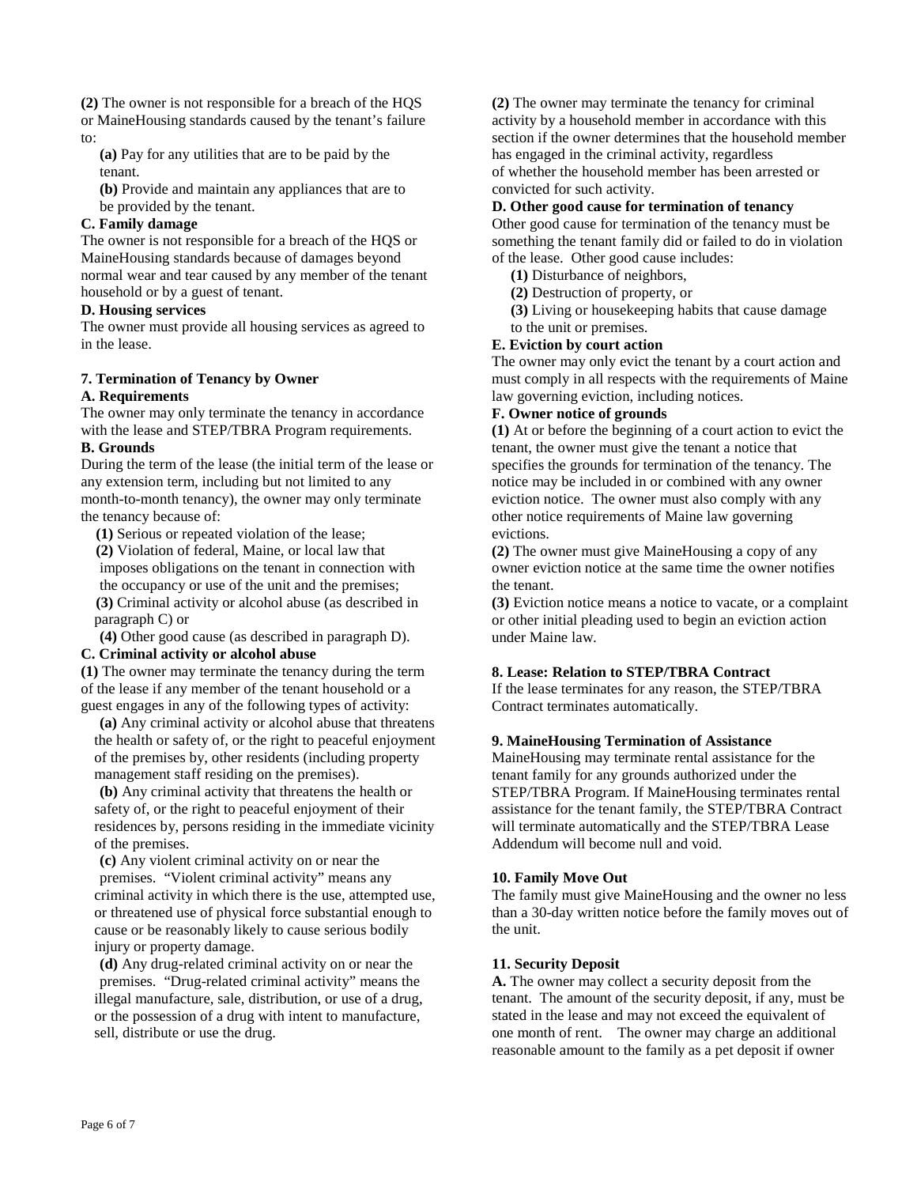**(2)** The owner is not responsible for a breach of the HQS or MaineHousing standards caused by the tenant's failure to:

**(a)** Pay for any utilities that are to be paid by the tenant.

**(b)** Provide and maintain any appliances that are to be provided by the tenant.

**C. Family damage**

The owner is not responsible for a breach of the HQS or MaineHousing standards because of damages beyond normal wear and tear caused by any member of the tenant household or by a guest of tenant.

**D. Housing services**

The owner must provide all housing services as agreed to in the lease.

**7. Termination of Tenancy by Owner**

**A. Requirements**

The owner may only terminate the tenancy in accordance with the lease and STEP/TBRA Program requirements.

**B. Grounds**

During the term of the lease (the initial term of the lease or any extension term, including but not limited to any month-to-month tenancy), the owner may only terminate the tenancy because of:

**(1)** Serious or repeated violation of the lease;

**(2)** Violation of federal, Maine, or local law that imposes obligations on the tenant in connection with the occupancy or use of the unit and the premises;

**(3)** Criminal activity or alcohol abuse (as described in paragraph C) or

**(4)** Other good cause (as described in paragraph D).

**C. Criminal activity or alcohol abuse**

**(1)** The owner may terminate the tenancy during the term of the lease if any member of the tenant household or a guest engages in any of the following types of activity:

**(a)** Any criminal activity or alcohol abuse that threatens the health or safety of, or the right to peaceful enjoyment of the premises by, other residents (including property management staff residing on the premises).

**(b)** Any criminal activity that threatens the health or safety of, or the right to peaceful enjoyment of their residences by, persons residing in the immediate vicinity of the premises.

**(c)** Any violent criminal activity on or near the premises. "Violent criminal activity" means any criminal activity in which there is the use, attempted use, or threatened use of physical force substantial enough to cause or be reasonably likely to cause serious bodily injury or property damage.

**(d)** Any drug-related criminal activity on or near the premises. "Drug-related criminal activity" means the illegal manufacture, sale, distribution, or use of a drug, or the possession of a drug with intent to manufacture, sell, distribute or use the drug.

**(2)** The owner may terminate the tenancy for criminal activity by a household member in accordance with this section if the owner determines that the household member has engaged in the criminal activity, regardless of whether the household member has been arrested or convicted for such activity.

**D. Other good cause for termination of tenancy**

Other good cause for termination of the tenancy must be something the tenant family did or failed to do in violation of the lease. Other good cause includes:

**(1)** Disturbance of neighbors,

**(2)** Destruction of property, or

**(3)** Living or housekeeping habits that cause damage to the unit or premises.

**E. Eviction by court action**

The owner may only evict the tenant by a court action and must comply in all respects with the requirements of Maine law governing eviction, including notices.

**F. Owner notice of grounds**

**(1)** At or before the beginning of a court action to evict the tenant, the owner must give the tenant a notice that specifies the grounds for termination of the tenancy. The notice may be included in or combined with any owner eviction notice. The owner must also comply with any other notice requirements of Maine law governing evictions.

**(2)** The owner must give MaineHousing a copy of any owner eviction notice at the same time the owner notifies the tenant.

**(3)** Eviction notice means a notice to vacate, or a complaint or other initial pleading used to begin an eviction action under Maine law.

**8. Lease: Relation to STEP/TBRA Contract**

If the lease terminates for any reason, the STEP/TBRA Contract terminates automatically.

**9. MaineHousing Termination of Assistance**

MaineHousing may terminate rental assistance for the tenant family for any grounds authorized under the STEP/TBRA Program. If MaineHousing terminates rental assistance for the tenant family, the STEP/TBRA Contract will terminate automatically and the STEP/TBRA Lease Addendum will become null and void.

**10. Family Move Out**

The family must give MaineHousing and the owner no less than a 30-day written notice before the family moves out of the unit.

**11. Security Deposit**

**A.** The owner may collect a security deposit from the tenant. The amount of the security deposit, if any, must be stated in the lease and may not exceed the equivalent of one month of rent. The owner may charge an additional reasonable amount to the family as a pet deposit if owner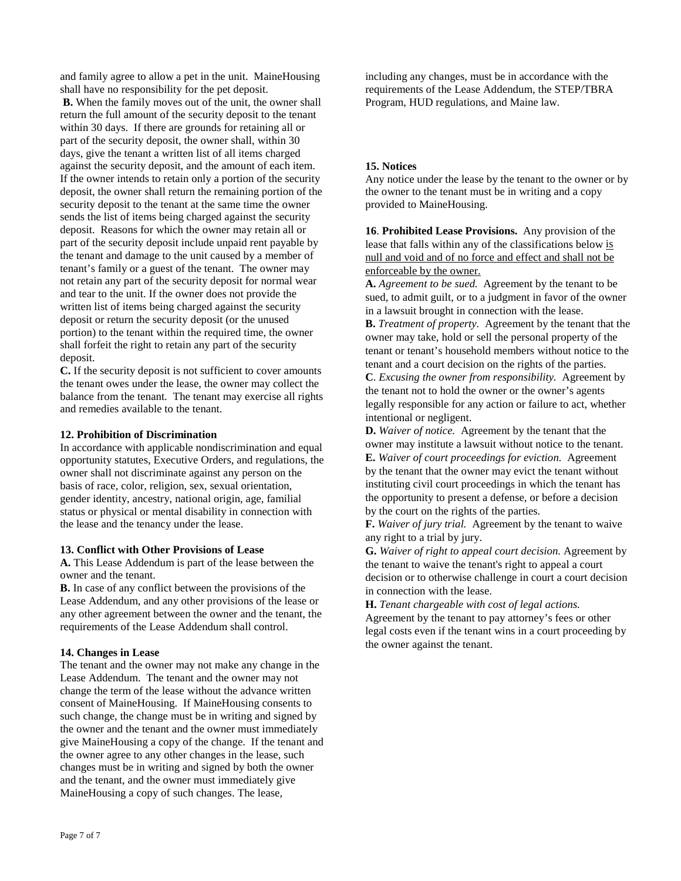and family agree to allow a pet in the unit. MaineHousing shall have no responsibility for the pet deposit.

**B.** When the family moves out of the unit, the owner shall return the full amount of the security deposit to the tenant within 30 days. If there are grounds for retaining all or part of the security deposit, the owner shall, within 30 days, give the tenant a written list of all items charged against the security deposit, and the amount of each item. If the owner intends to retain only a portion of the security deposit, the owner shall return the remaining portion of the security deposit to the tenant at the same time the owner sends the list of items being charged against the security deposit. Reasons for which the owner may retain all or part of the security deposit include unpaid rent payable by the tenant and damage to the unit caused by a member of tenant's family or a guest of the tenant. The owner may not retain any part of the security deposit for normal wear and tear to the unit. If the owner does not provide the written list of items being charged against the security deposit or return the security deposit (or the unused portion) to the tenant within the required time, the owner shall forfeit the right to retain any part of the security deposit.

**C.** If the security deposit is not sufficient to cover amounts the tenant owes under the lease, the owner may collect the balance from the tenant. The tenant may exercise all rights and remedies available to the tenant.

**12. Prohibition of Discrimination**

In accordance with applicable nondiscrimination and equal opportunity statutes, Executive Orders, and regulations, the owner shall not discriminate against any person on the basis of race, color, religion, sex, sexual orientation, gender identity, ancestry, national origin, age, familial status or physical or mental disability in connection with the lease and the tenancy under the lease.

**13. Conflict with Other Provisions of Lease**

**A.** This Lease Addendum is part of the lease between the owner and the tenant.

**B.** In case of any conflict between the provisions of the Lease Addendum, and any other provisions of the lease or any other agreement between the owner and the tenant, the requirements of the Lease Addendum shall control.

**14. Changes in Lease**

The tenant and the owner may not make any change in the Lease Addendum. The tenant and the owner may not change the term of the lease without the advance written consent of MaineHousing. If MaineHousing consents to such change, the change must be in writing and signed by the owner and the tenant and the owner must immediately give MaineHousing a copy of the change. If the tenant and the owner agree to any other changes in the lease, such changes must be in writing and signed by both the owner and the tenant, and the owner must immediately give MaineHousing a copy of such changes. The lease, including any changes, must be in accordance with the requirements of the Lease Addendum, the STEP/TBRA Program, HUD regulations, and Maine law.

**15. Notices**

Any notice under the lease by the tenant to the owner or by the owner to the tenant must be in writing and a copy provided to MaineHousing.

**16**. **Prohibited Lease Provisions.** Any provision of the lease that falls within any of the classifications below <u>is null and void and of no force and effect and shall not be enforceable by the owner.</u>

**A.** *Agreement to be sued.* Agreement by the tenant to be sued, to admit guilt, or to a judgment in favor of the owner in a lawsuit brought in connection with the lease.

**B.** *Treatment of property.* Agreement by the tenant that the owner may take, hold or sell the personal property of the tenant or tenant's household members without notice to the tenant and a court decision on the rights of the parties.

**C**. *Excusing the owner from responsibility.* Agreement by the tenant not to hold the owner or the owner's agents legally responsible for any action or failure to act, whether intentional or negligent.

**D.** *Waiver of notice.* Agreement by the tenant that the owner may institute a lawsuit without notice to the tenant.

**E.** *Waiver of court proceedings for eviction.* Agreement by the tenant that the owner may evict the tenant without instituting civil court proceedings in which the tenant has the opportunity to present a defense, or before a decision by the court on the rights of the parties.

**F.** *Waiver of jury trial.* Agreement by the tenant to waive any right to a trial by jury.

**G.** *Waiver of right to appeal court decision.* Agreement by the tenant to waive the tenant's right to appeal a court decision or to otherwise challenge in court a court decision in connection with the lease.

**H.** *Tenant chargeable with cost of legal actions.* Agreement by the tenant to pay attorney's fees or other legal costs even if the tenant wins in a court proceeding by the owner against the tenant.